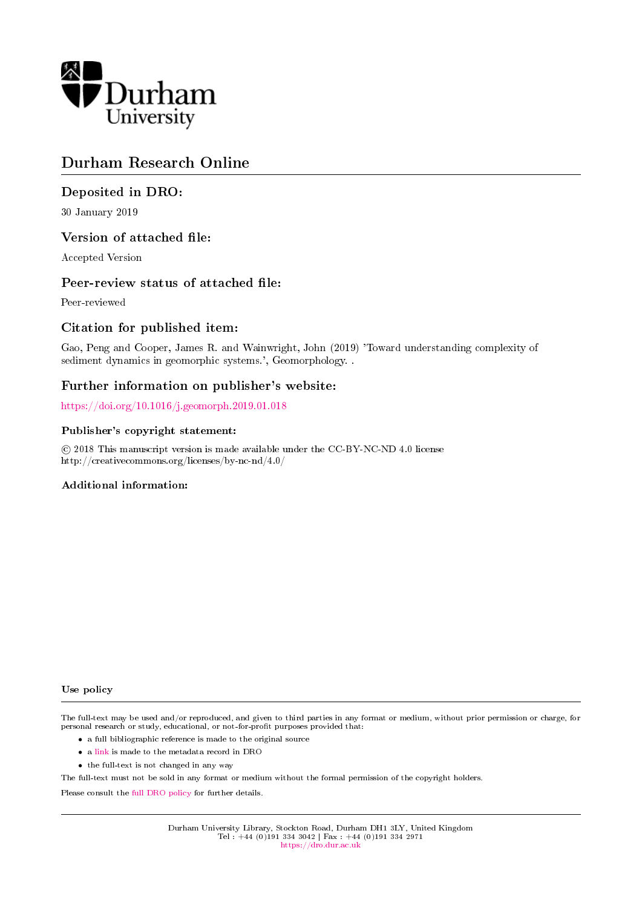Durham University

# Durham Research Online

## Deposited in DRO:

30 January 2019

## Version of attached file:

Accepted Version

## Peer-review status of attached file:

Peer-reviewed

## Citation for published item:

Gao, Peng and Cooper, James R. and Wainwright, John (2019) 'Toward understanding complexity of sediment dynamics in geomorphic systems.', Geomorphology. .

## Further information on publisher's website:

https://doi.org/10.1016/j.geomorph.2019.01.018

### Publisher's copyright statement:

© 2018 This manuscript version is made available under the CC-BY-NC-ND 4.0 license http://creativecommons.org/licenses/by-nc-nd/4.0/

### Additional information:

### Use policy

The full-text may be used and/or reproduced, and given to third parties in any format or medium, without prior permission or charge, for personal research or study, educational, or not-for-profit purposes provided that:

- a full bibliographic reference is made to the original source
- a link is made to the metadata record in DRO
- the full-text is not changed in any way

The full-text must not be sold in any format or medium without the formal permission of the copyright holders.

Please consult the full DRO policy for further details.

Durham University Library, Stockton Road, Durham DH1 3LY, United Kingdom
Tel : +44 (0)191 334 3042 | Fax : +44 (0)191 334 2971
https://dro.dur.ac.uk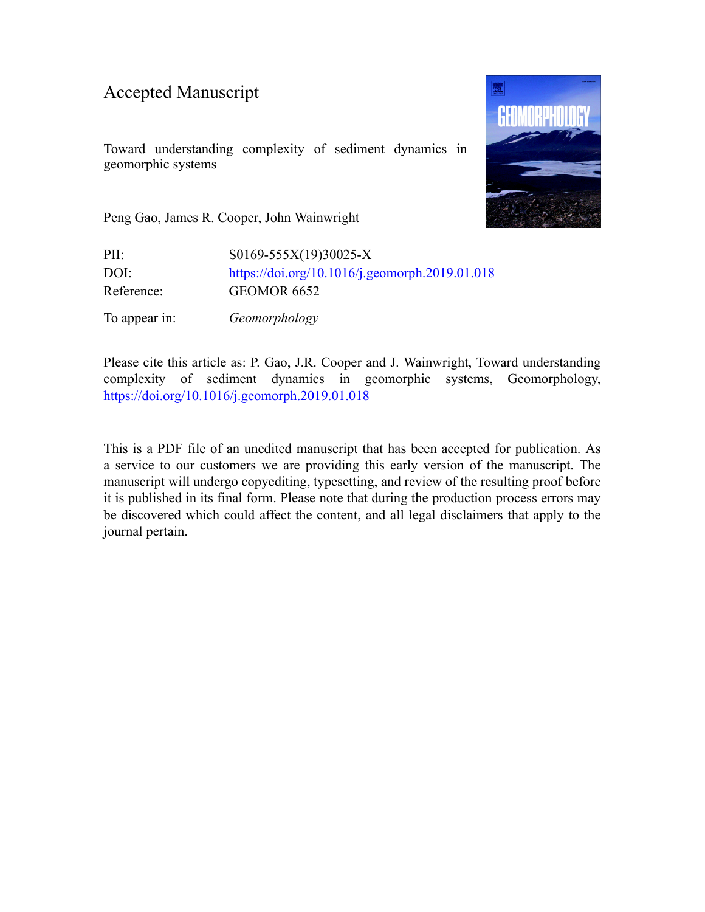# Accepted Manuscript

Toward understanding complexity of sediment dynamics in geomorphic systems

Peng Gao, James R. Cooper, John Wainwright

| | |
|---|---|
| PII: | S0169-555X(19)30025-X |
| DOI: | https://doi.org/10.1016/j.geomorph.2019.01.018 |
| Reference: | GEOMOR 6652 |
| To appear in: | *Geomorphology* |

Please cite this article as: P. Gao, J.R. Cooper and J. Wainwright, Toward understanding complexity of sediment dynamics in geomorphic systems, Geomorphology, https://doi.org/10.1016/j.geomorph.2019.01.018

This is a PDF file of an unedited manuscript that has been accepted for publication. As a service to our customers we are providing this early version of the manuscript. The manuscript will undergo copyediting, typesetting, and review of the resulting proof before it is published in its final form. Please note that during the production process errors may be discovered which could affect the content, and all legal disclaimers that apply to the journal pertain.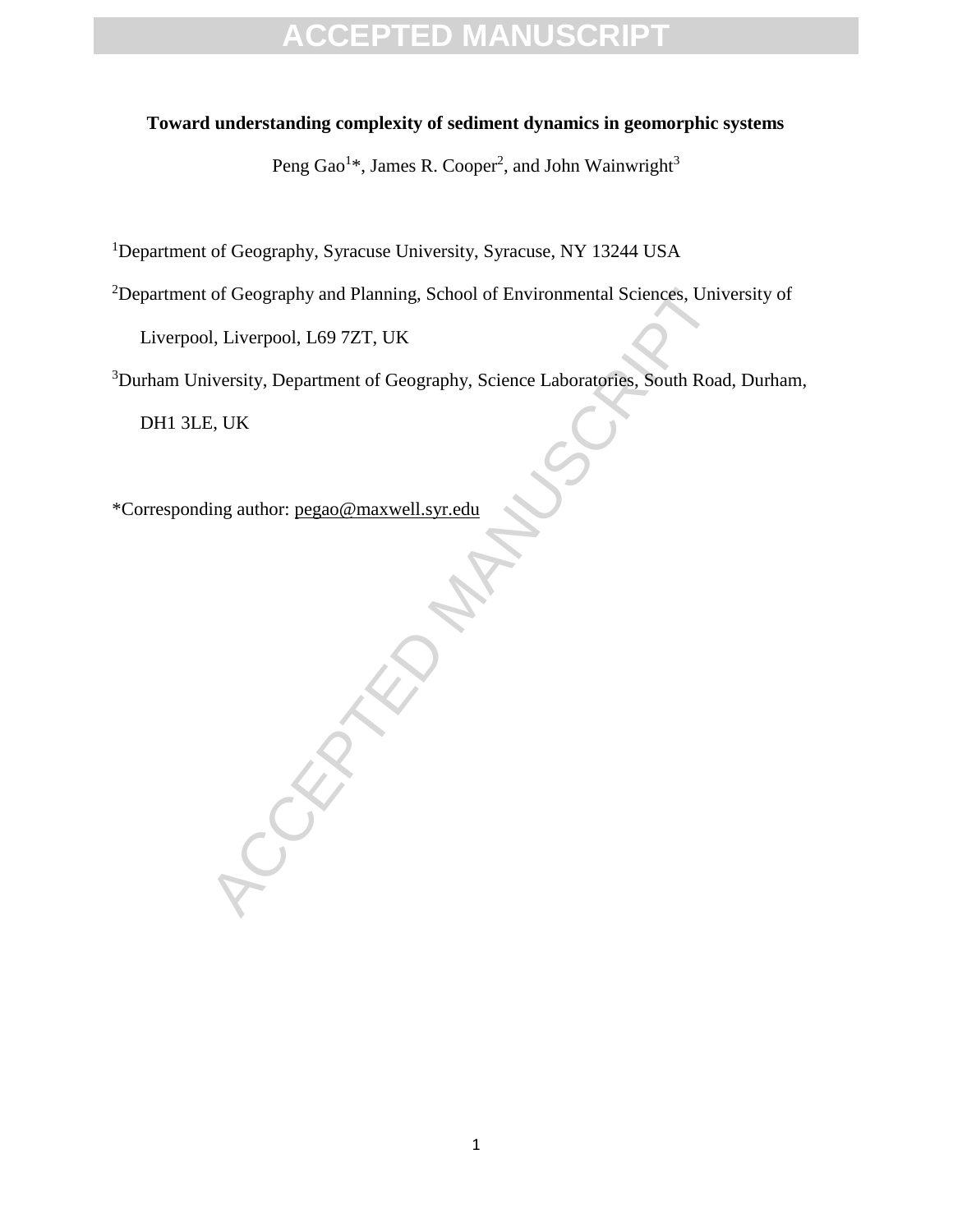**Toward understanding complexity of sediment dynamics in geomorphic systems**

Peng Gao[1]*, James R. Cooper[2], and John Wainwright[3]

[1]Department of Geography, Syracuse University, Syracuse, NY 13244 USA

[2]Department of Geography and Planning, School of Environmental Sciences, University of Liverpool, Liverpool, L69 7ZT, UK

[3]Durham University, Department of Geography, Science Laboratories, South Road, Durham, DH1 3LE, UK

*Corresponding author: pegao@maxwell.syr.edu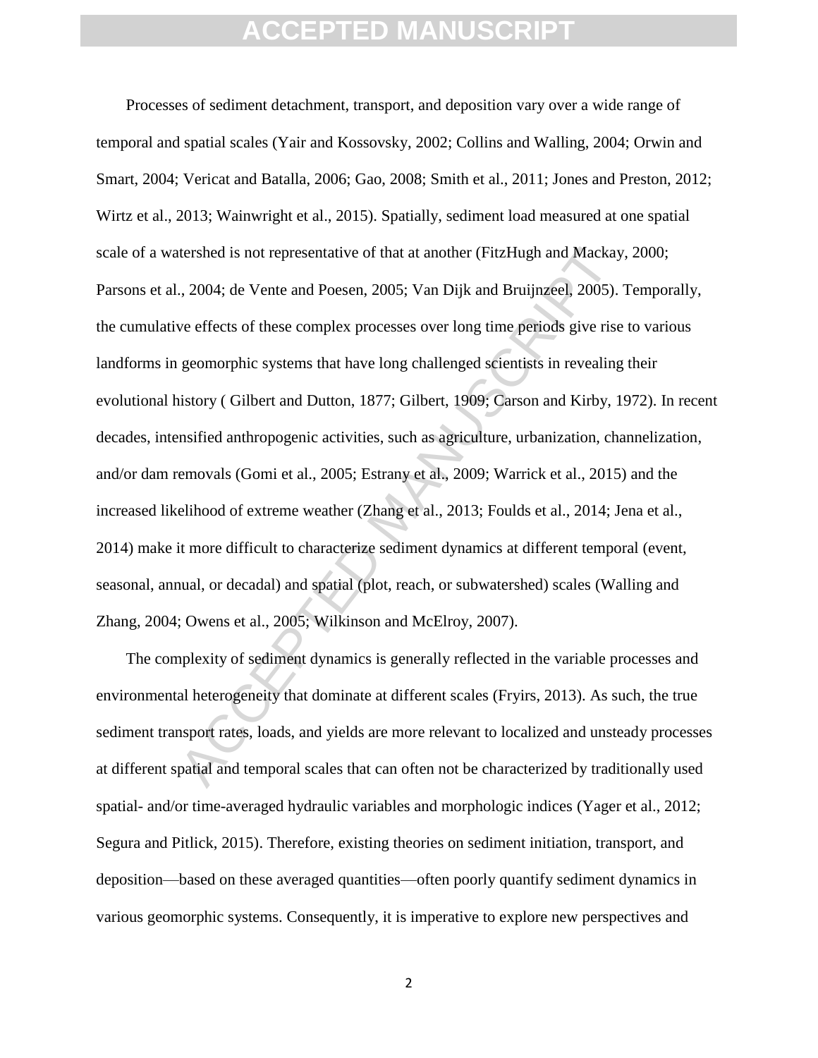Processes of sediment detachment, transport, and deposition vary over a wide range of temporal and spatial scales (Yair and Kossovsky, 2002; Collins and Walling, 2004; Orwin and Smart, 2004; Vericat and Batalla, 2006; Gao, 2008; Smith et al., 2011; Jones and Preston, 2012; Wirtz et al., 2013; Wainwright et al., 2015). Spatially, sediment load measured at one spatial scale of a watershed is not representative of that at another (FitzHugh and Mackay, 2000; Parsons et al., 2004; de Vente and Poesen, 2005; Van Dijk and Bruijnzeel, 2005). Temporally, the cumulative effects of these complex processes over long time periods give rise to various landforms in geomorphic systems that have long challenged scientists in revealing their evolutional history ( Gilbert and Dutton, 1877; Gilbert, 1909; Carson and Kirby, 1972). In recent decades, intensified anthropogenic activities, such as agriculture, urbanization, channelization, and/or dam removals (Gomi et al., 2005; Estrany et al., 2009; Warrick et al., 2015) and the increased likelihood of extreme weather (Zhang et al., 2013; Foulds et al., 2014; Jena et al., 2014) make it more difficult to characterize sediment dynamics at different temporal (event, seasonal, annual, or decadal) and spatial (plot, reach, or subwatershed) scales (Walling and Zhang, 2004; Owens et al., 2005; Wilkinson and McElroy, 2007).

The complexity of sediment dynamics is generally reflected in the variable processes and environmental heterogeneity that dominate at different scales (Fryirs, 2013). As such, the true sediment transport rates, loads, and yields are more relevant to localized and unsteady processes at different spatial and temporal scales that can often not be characterized by traditionally used spatial- and/or time-averaged hydraulic variables and morphologic indices (Yager et al., 2012; Segura and Pitlick, 2015). Therefore, existing theories on sediment initiation, transport, and deposition—based on these averaged quantities—often poorly quantify sediment dynamics in various geomorphic systems. Consequently, it is imperative to explore new perspectives and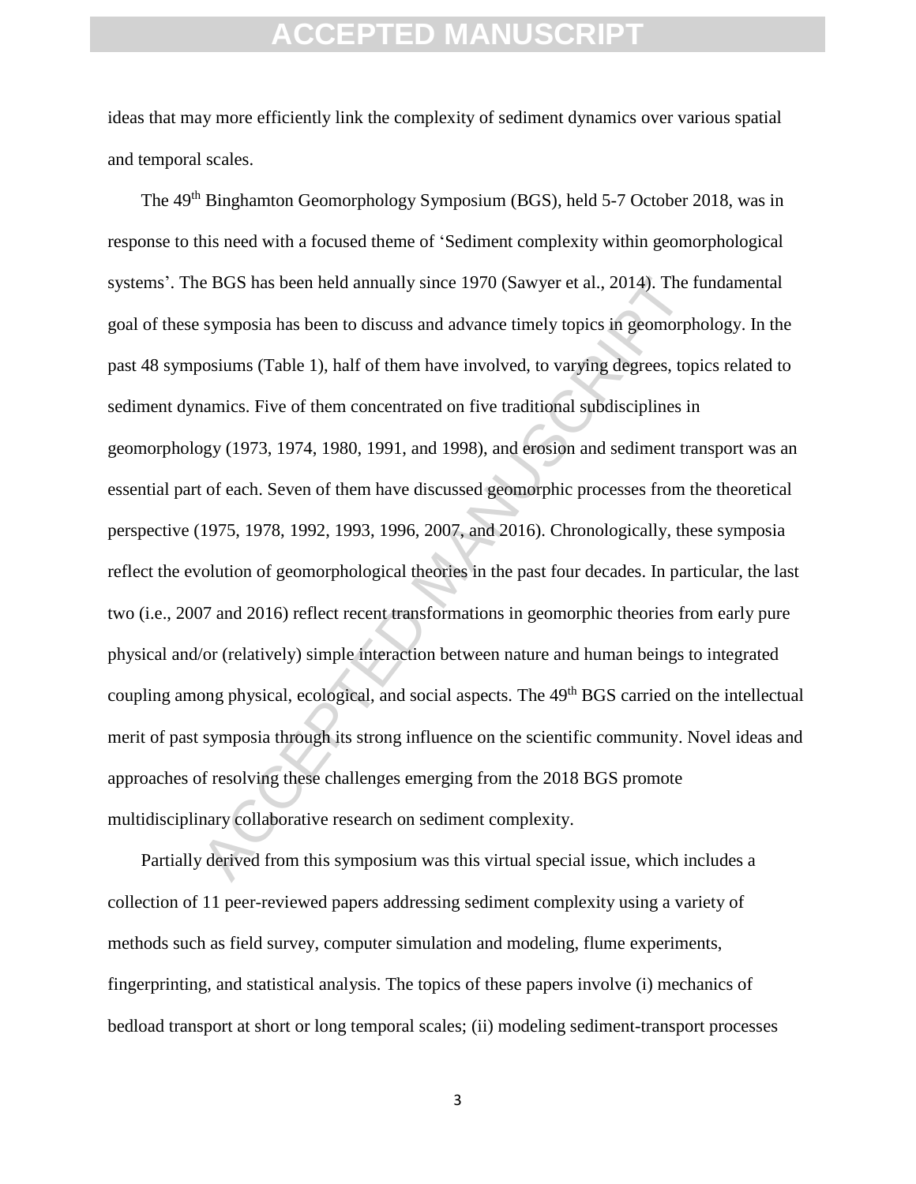ideas that may more efficiently link the complexity of sediment dynamics over various spatial and temporal scales.

The 49th Binghamton Geomorphology Symposium (BGS), held 5-7 October 2018, was in response to this need with a focused theme of 'Sediment complexity within geomorphological systems'. The BGS has been held annually since 1970 (Sawyer et al., 2014). The fundamental goal of these symposia has been to discuss and advance timely topics in geomorphology. In the past 48 symposiums (Table 1), half of them have involved, to varying degrees, topics related to sediment dynamics. Five of them concentrated on five traditional subdisciplines in geomorphology (1973, 1974, 1980, 1991, and 1998), and erosion and sediment transport was an essential part of each. Seven of them have discussed geomorphic processes from the theoretical perspective (1975, 1978, 1992, 1993, 1996, 2007, and 2016). Chronologically, these symposia reflect the evolution of geomorphological theories in the past four decades. In particular, the last two (i.e., 2007 and 2016) reflect recent transformations in geomorphic theories from early pure physical and/or (relatively) simple interaction between nature and human beings to integrated coupling among physical, ecological, and social aspects. The 49th BGS carried on the intellectual merit of past symposia through its strong influence on the scientific community. Novel ideas and approaches of resolving these challenges emerging from the 2018 BGS promote multidisciplinary collaborative research on sediment complexity.

Partially derived from this symposium was this virtual special issue, which includes a collection of 11 peer-reviewed papers addressing sediment complexity using a variety of methods such as field survey, computer simulation and modeling, flume experiments, fingerprinting, and statistical analysis. The topics of these papers involve (i) mechanics of bedload transport at short or long temporal scales; (ii) modeling sediment-transport processes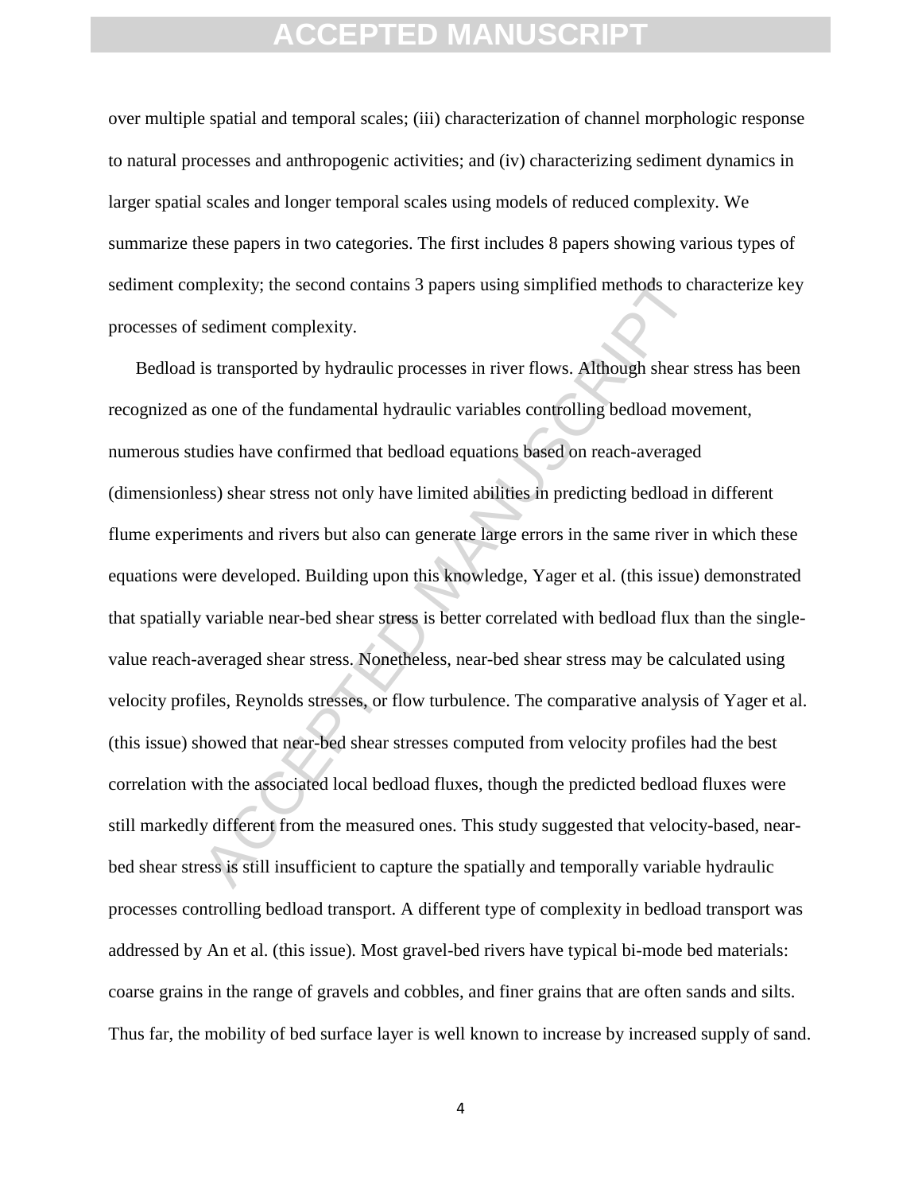over multiple spatial and temporal scales; (iii) characterization of channel morphologic response to natural processes and anthropogenic activities; and (iv) characterizing sediment dynamics in larger spatial scales and longer temporal scales using models of reduced complexity. We summarize these papers in two categories. The first includes 8 papers showing various types of sediment complexity; the second contains 3 papers using simplified methods to characterize key processes of sediment complexity.

Bedload is transported by hydraulic processes in river flows. Although shear stress has been recognized as one of the fundamental hydraulic variables controlling bedload movement, numerous studies have confirmed that bedload equations based on reach-averaged (dimensionless) shear stress not only have limited abilities in predicting bedload in different flume experiments and rivers but also can generate large errors in the same river in which these equations were developed. Building upon this knowledge, Yager et al. (this issue) demonstrated that spatially variable near-bed shear stress is better correlated with bedload flux than the single-value reach-averaged shear stress. Nonetheless, near-bed shear stress may be calculated using velocity profiles, Reynolds stresses, or flow turbulence. The comparative analysis of Yager et al. (this issue) showed that near-bed shear stresses computed from velocity profiles had the best correlation with the associated local bedload fluxes, though the predicted bedload fluxes were still markedly different from the measured ones. This study suggested that velocity-based, near-bed shear stress is still insufficient to capture the spatially and temporally variable hydraulic processes controlling bedload transport. A different type of complexity in bedload transport was addressed by An et al. (this issue). Most gravel-bed rivers have typical bi-mode bed materials: coarse grains in the range of gravels and cobbles, and finer grains that are often sands and silts. Thus far, the mobility of bed surface layer is well known to increase by increased supply of sand.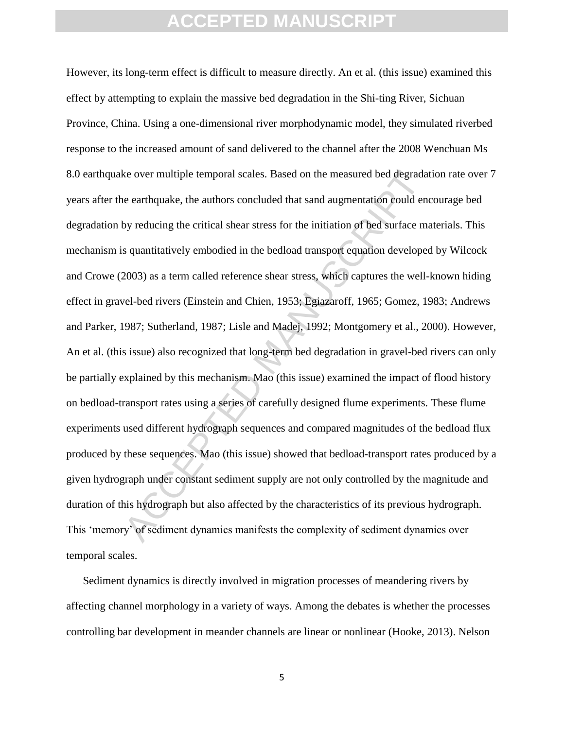However, its long-term effect is difficult to measure directly. An et al. (this issue) examined this effect by attempting to explain the massive bed degradation in the Shi-ting River, Sichuan Province, China. Using a one-dimensional river morphodynamic model, they simulated riverbed response to the increased amount of sand delivered to the channel after the 2008 Wenchuan Ms 8.0 earthquake over multiple temporal scales. Based on the measured bed degradation rate over 7 years after the earthquake, the authors concluded that sand augmentation could encourage bed degradation by reducing the critical shear stress for the initiation of bed surface materials. This mechanism is quantitatively embodied in the bedload transport equation developed by Wilcock and Crowe (2003) as a term called reference shear stress, which captures the well-known hiding effect in gravel-bed rivers (Einstein and Chien, 1953; Egiazaroff, 1965; Gomez, 1983; Andrews and Parker, 1987; Sutherland, 1987; Lisle and Madej, 1992; Montgomery et al., 2000). However, An et al. (this issue) also recognized that long-term bed degradation in gravel-bed rivers can only be partially explained by this mechanism. Mao (this issue) examined the impact of flood history on bedload-transport rates using a series of carefully designed flume experiments. These flume experiments used different hydrograph sequences and compared magnitudes of the bedload flux produced by these sequences. Mao (this issue) showed that bedload-transport rates produced by a given hydrograph under constant sediment supply are not only controlled by the magnitude and duration of this hydrograph but also affected by the characteristics of its previous hydrograph. This 'memory' of sediment dynamics manifests the complexity of sediment dynamics over temporal scales.

Sediment dynamics is directly involved in migration processes of meandering rivers by affecting channel morphology in a variety of ways. Among the debates is whether the processes controlling bar development in meander channels are linear or nonlinear (Hooke, 2013). Nelson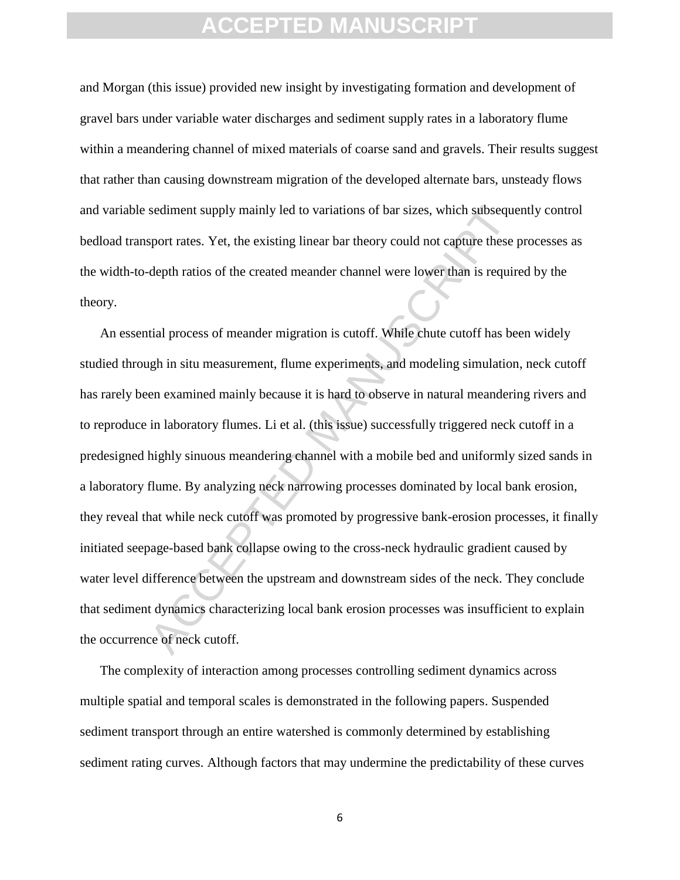and Morgan (this issue) provided new insight by investigating formation and development of gravel bars under variable water discharges and sediment supply rates in a laboratory flume within a meandering channel of mixed materials of coarse sand and gravels. Their results suggest that rather than causing downstream migration of the developed alternate bars, unsteady flows and variable sediment supply mainly led to variations of bar sizes, which subsequently control bedload transport rates. Yet, the existing linear bar theory could not capture these processes as the width-to-depth ratios of the created meander channel were lower than is required by the theory.

An essential process of meander migration is cutoff. While chute cutoff has been widely studied through in situ measurement, flume experiments, and modeling simulation, neck cutoff has rarely been examined mainly because it is hard to observe in natural meandering rivers and to reproduce in laboratory flumes. Li et al. (this issue) successfully triggered neck cutoff in a predesigned highly sinuous meandering channel with a mobile bed and uniformly sized sands in a laboratory flume. By analyzing neck narrowing processes dominated by local bank erosion, they reveal that while neck cutoff was promoted by progressive bank-erosion processes, it finally initiated seepage-based bank collapse owing to the cross-neck hydraulic gradient caused by water level difference between the upstream and downstream sides of the neck. They conclude that sediment dynamics characterizing local bank erosion processes was insufficient to explain the occurrence of neck cutoff.

The complexity of interaction among processes controlling sediment dynamics across multiple spatial and temporal scales is demonstrated in the following papers. Suspended sediment transport through an entire watershed is commonly determined by establishing sediment rating curves. Although factors that may undermine the predictability of these curves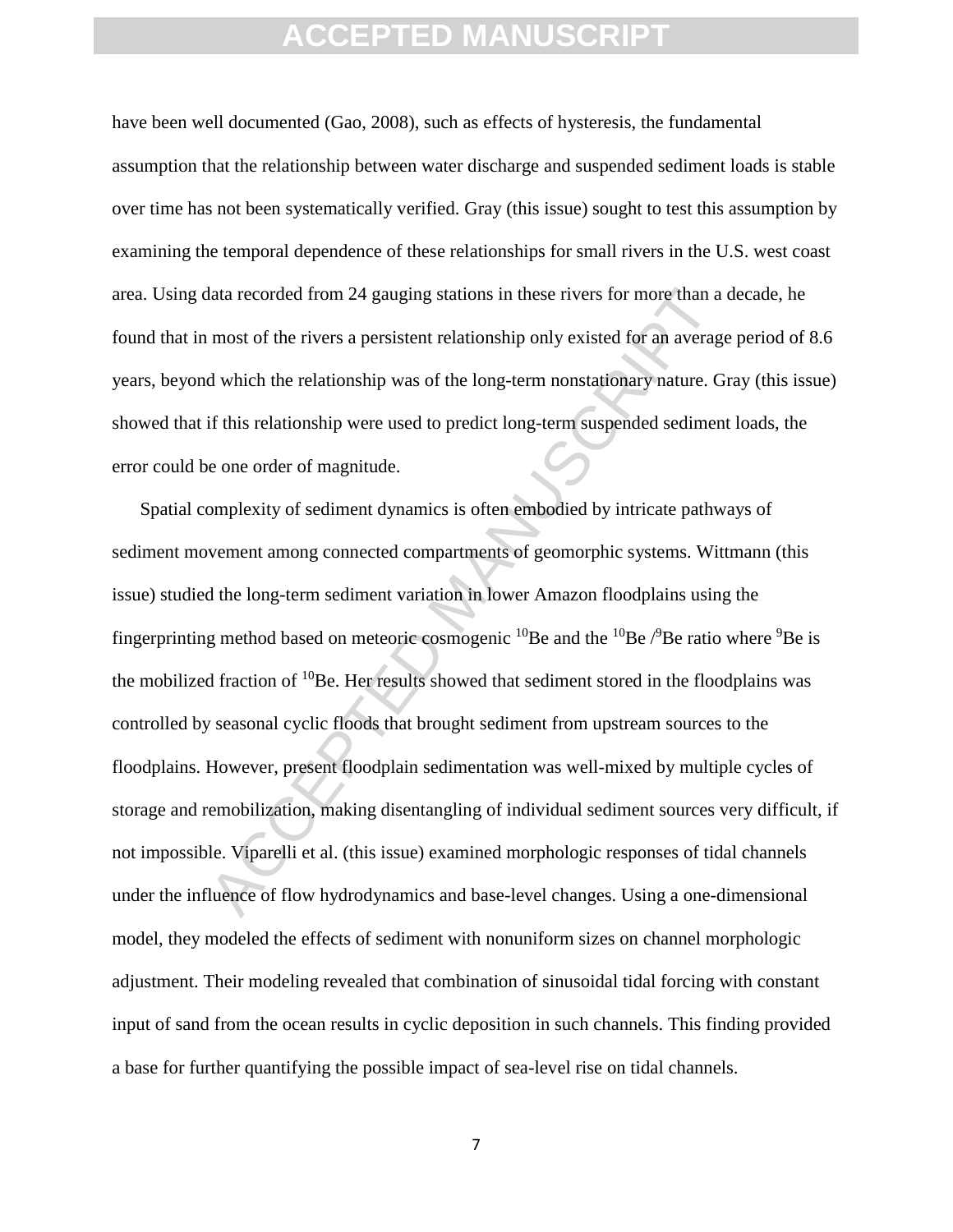have been well documented (Gao, 2008), such as effects of hysteresis, the fundamental assumption that the relationship between water discharge and suspended sediment loads is stable over time has not been systematically verified. Gray (this issue) sought to test this assumption by examining the temporal dependence of these relationships for small rivers in the U.S. west coast area. Using data recorded from 24 gauging stations in these rivers for more than a decade, he found that in most of the rivers a persistent relationship only existed for an average period of 8.6 years, beyond which the relationship was of the long-term nonstationary nature. Gray (this issue) showed that if this relationship were used to predict long-term suspended sediment loads, the error could be one order of magnitude.

Spatial complexity of sediment dynamics is often embodied by intricate pathways of sediment movement among connected compartments of geomorphic systems. Wittmann (this issue) studied the long-term sediment variation in lower Amazon floodplains using the fingerprinting method based on meteoric cosmogenic $^{10}$Be and the $^{10}$Be /$^{9}$Be ratio where $^{9}$Be is the mobilized fraction of $^{10}$Be. Her results showed that sediment stored in the floodplains was controlled by seasonal cyclic floods that brought sediment from upstream sources to the floodplains. However, present floodplain sedimentation was well-mixed by multiple cycles of storage and remobilization, making disentangling of individual sediment sources very difficult, if not impossible. Viparelli et al. (this issue) examined morphologic responses of tidal channels under the influence of flow hydrodynamics and base-level changes. Using a one-dimensional model, they modeled the effects of sediment with nonuniform sizes on channel morphologic adjustment. Their modeling revealed that combination of sinusoidal tidal forcing with constant input of sand from the ocean results in cyclic deposition in such channels. This finding provided a base for further quantifying the possible impact of sea-level rise on tidal channels.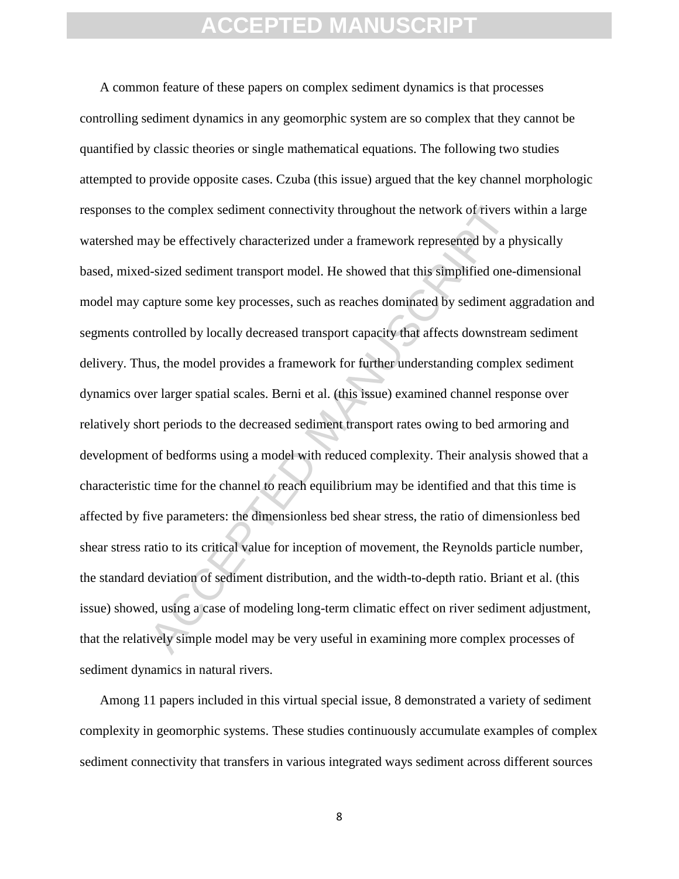A common feature of these papers on complex sediment dynamics is that processes controlling sediment dynamics in any geomorphic system are so complex that they cannot be quantified by classic theories or single mathematical equations. The following two studies attempted to provide opposite cases. Czuba (this issue) argued that the key channel morphologic responses to the complex sediment connectivity throughout the network of rivers within a large watershed may be effectively characterized under a framework represented by a physically based, mixed-sized sediment transport model. He showed that this simplified one-dimensional model may capture some key processes, such as reaches dominated by sediment aggradation and segments controlled by locally decreased transport capacity that affects downstream sediment delivery. Thus, the model provides a framework for further understanding complex sediment dynamics over larger spatial scales. Berni et al. (this issue) examined channel response over relatively short periods to the decreased sediment transport rates owing to bed armoring and development of bedforms using a model with reduced complexity. Their analysis showed that a characteristic time for the channel to reach equilibrium may be identified and that this time is affected by five parameters: the dimensionless bed shear stress, the ratio of dimensionless bed shear stress ratio to its critical value for inception of movement, the Reynolds particle number, the standard deviation of sediment distribution, and the width-to-depth ratio. Briant et al. (this issue) showed, using a case of modeling long-term climatic effect on river sediment adjustment, that the relatively simple model may be very useful in examining more complex processes of sediment dynamics in natural rivers.

Among 11 papers included in this virtual special issue, 8 demonstrated a variety of sediment complexity in geomorphic systems. These studies continuously accumulate examples of complex sediment connectivity that transfers in various integrated ways sediment across different sources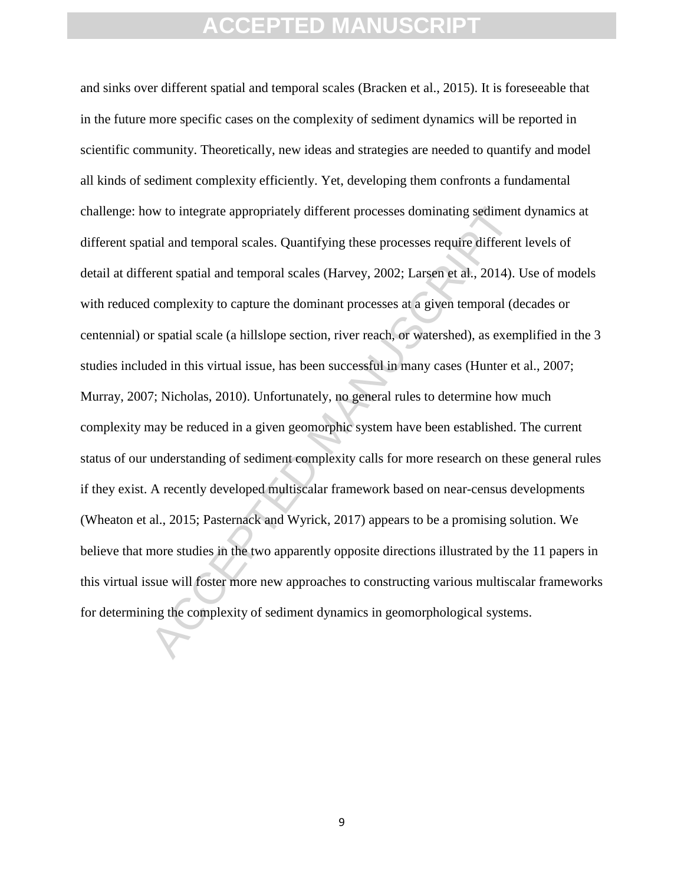and sinks over different spatial and temporal scales (Bracken et al., 2015). It is foreseeable that in the future more specific cases on the complexity of sediment dynamics will be reported in scientific community. Theoretically, new ideas and strategies are needed to quantify and model all kinds of sediment complexity efficiently. Yet, developing them confronts a fundamental challenge: how to integrate appropriately different processes dominating sediment dynamics at different spatial and temporal scales. Quantifying these processes require different levels of detail at different spatial and temporal scales (Harvey, 2002; Larsen et al., 2014). Use of models with reduced complexity to capture the dominant processes at a given temporal (decades or centennial) or spatial scale (a hillslope section, river reach, or watershed), as exemplified in the 3 studies included in this virtual issue, has been successful in many cases (Hunter et al., 2007; Murray, 2007; Nicholas, 2010). Unfortunately, no general rules to determine how much complexity may be reduced in a given geomorphic system have been established. The current status of our understanding of sediment complexity calls for more research on these general rules if they exist. A recently developed multiscalar framework based on near-census developments (Wheaton et al., 2015; Pasternack and Wyrick, 2017) appears to be a promising solution. We believe that more studies in the two apparently opposite directions illustrated by the 11 papers in this virtual issue will foster more new approaches to constructing various multiscalar frameworks for determining the complexity of sediment dynamics in geomorphological systems.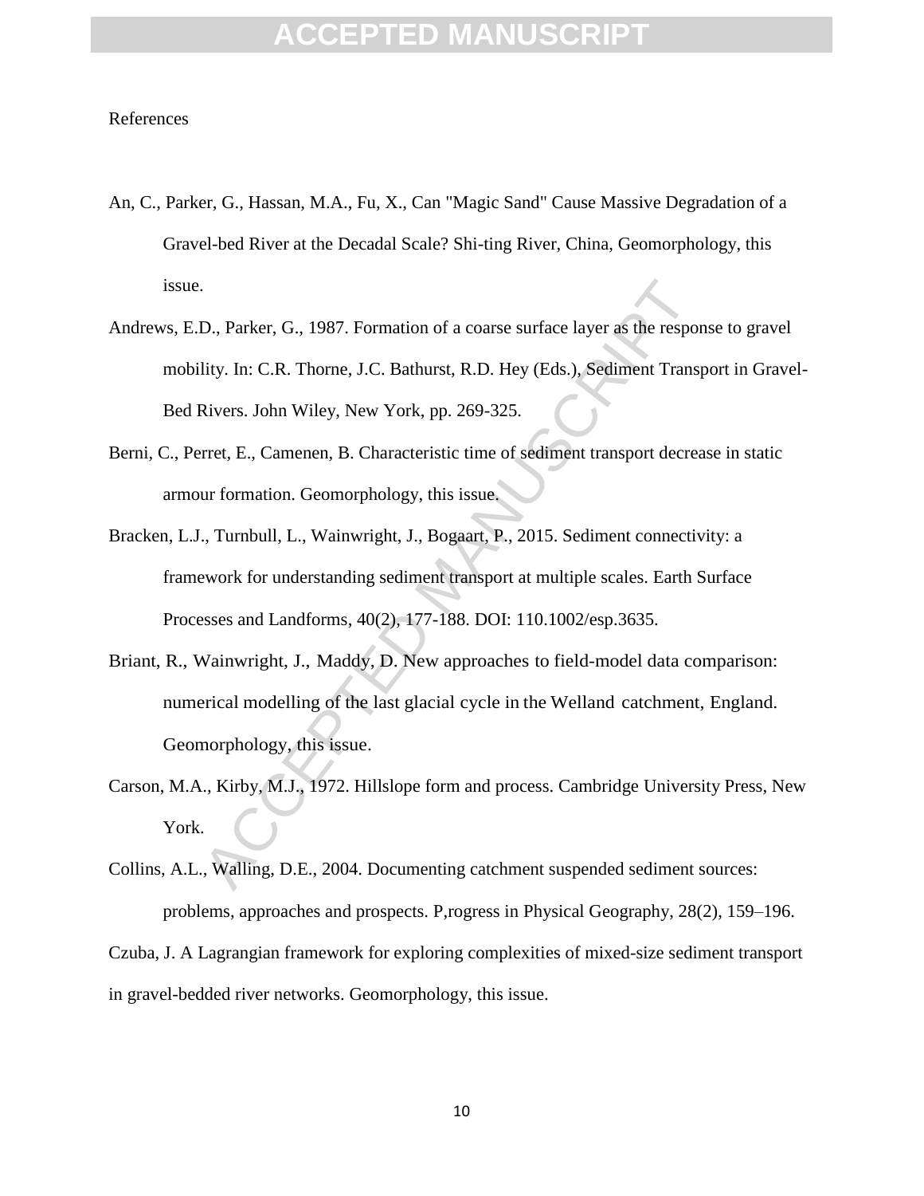References

An, C., Parker, G., Hassan, M.A., Fu, X., Can "Magic Sand" Cause Massive Degradation of a Gravel-bed River at the Decadal Scale? Shi-ting River, China, Geomorphology, this issue.

Andrews, E.D., Parker, G., 1987. Formation of a coarse surface layer as the response to gravel mobility. In: C.R. Thorne, J.C. Bathurst, R.D. Hey (Eds.), Sediment Transport in Gravel-Bed Rivers. John Wiley, New York, pp. 269-325.

Berni, C., Perret, E., Camenen, B. Characteristic time of sediment transport decrease in static armour formation. Geomorphology, this issue.

Bracken, L.J., Turnbull, L., Wainwright, J., Bogaart, P., 2015. Sediment connectivity: a framework for understanding sediment transport at multiple scales. Earth Surface Processes and Landforms, 40(2), 177-188. DOI: 110.1002/esp.3635.

Briant, R., Wainwright, J., Maddy, D. New approaches to field-model data comparison: numerical modelling of the last glacial cycle in the Welland catchment, England. Geomorphology, this issue.

Carson, M.A., Kirby, M.J., 1972. Hillslope form and process. Cambridge University Press, New York.

Collins, A.L., Walling, D.E., 2004. Documenting catchment suspended sediment sources: problems, approaches and prospects. P,rogress in Physical Geography, 28(2), 159–196.

Czuba, J. A Lagrangian framework for exploring complexities of mixed-size sediment transport in gravel-bedded river networks. Geomorphology, this issue.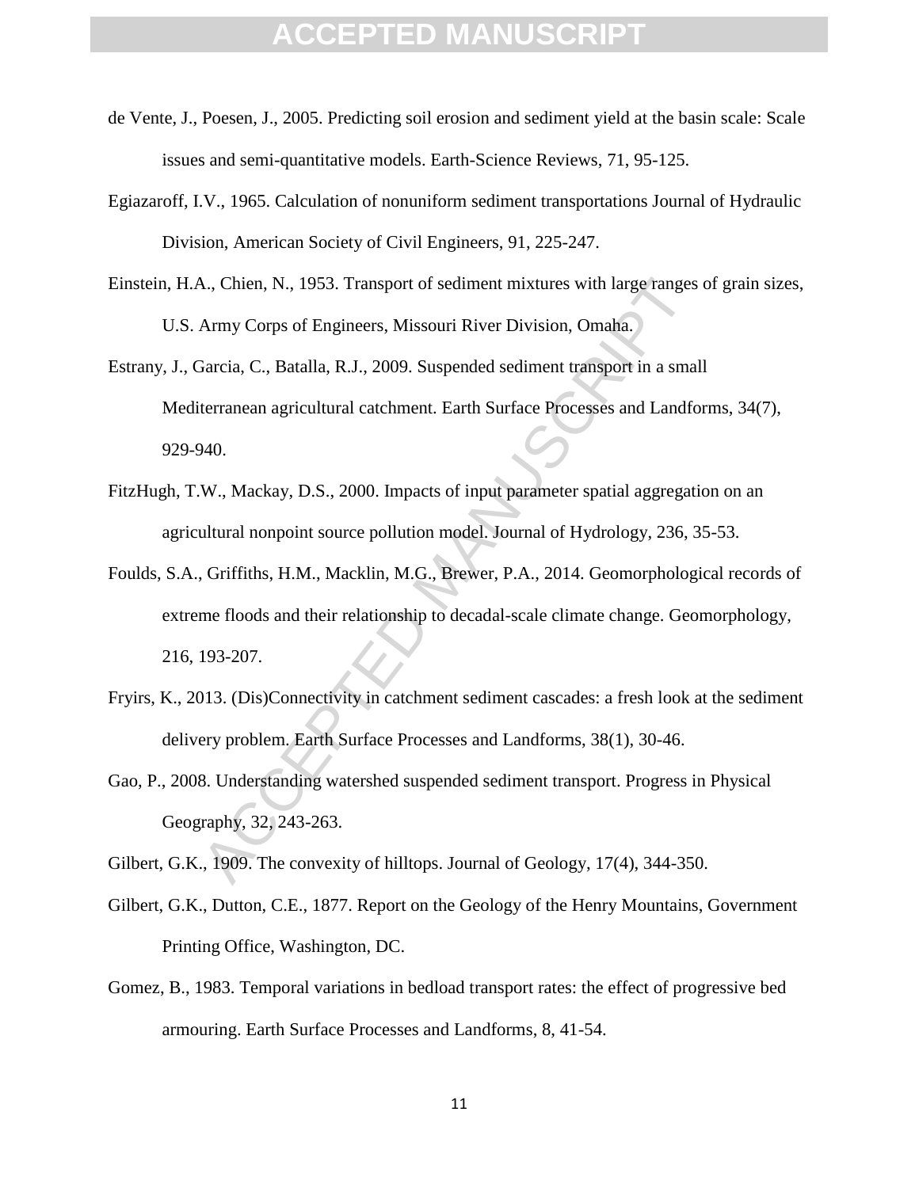de Vente, J., Poesen, J., 2005. Predicting soil erosion and sediment yield at the basin scale: Scale issues and semi-quantitative models. Earth-Science Reviews, 71, 95-125.

Egiazaroff, I.V., 1965. Calculation of nonuniform sediment transportations Journal of Hydraulic Division, American Society of Civil Engineers, 91, 225-247.

Einstein, H.A., Chien, N., 1953. Transport of sediment mixtures with large ranges of grain sizes, U.S. Army Corps of Engineers, Missouri River Division, Omaha.

Estrany, J., Garcia, C., Batalla, R.J., 2009. Suspended sediment transport in a small Mediterranean agricultural catchment. Earth Surface Processes and Landforms, 34(7), 929-940.

FitzHugh, T.W., Mackay, D.S., 2000. Impacts of input parameter spatial aggregation on an agricultural nonpoint source pollution model. Journal of Hydrology, 236, 35-53.

Foulds, S.A., Griffiths, H.M., Macklin, M.G., Brewer, P.A., 2014. Geomorphological records of extreme floods and their relationship to decadal-scale climate change. Geomorphology, 216, 193-207.

Fryirs, K., 2013. (Dis)Connectivity in catchment sediment cascades: a fresh look at the sediment delivery problem. Earth Surface Processes and Landforms, 38(1), 30-46.

Gao, P., 2008. Understanding watershed suspended sediment transport. Progress in Physical Geography, 32, 243-263.

Gilbert, G.K., 1909. The convexity of hilltops. Journal of Geology, 17(4), 344-350.

Gilbert, G.K., Dutton, C.E., 1877. Report on the Geology of the Henry Mountains, Government Printing Office, Washington, DC.

Gomez, B., 1983. Temporal variations in bedload transport rates: the effect of progressive bed armouring. Earth Surface Processes and Landforms, 8, 41-54.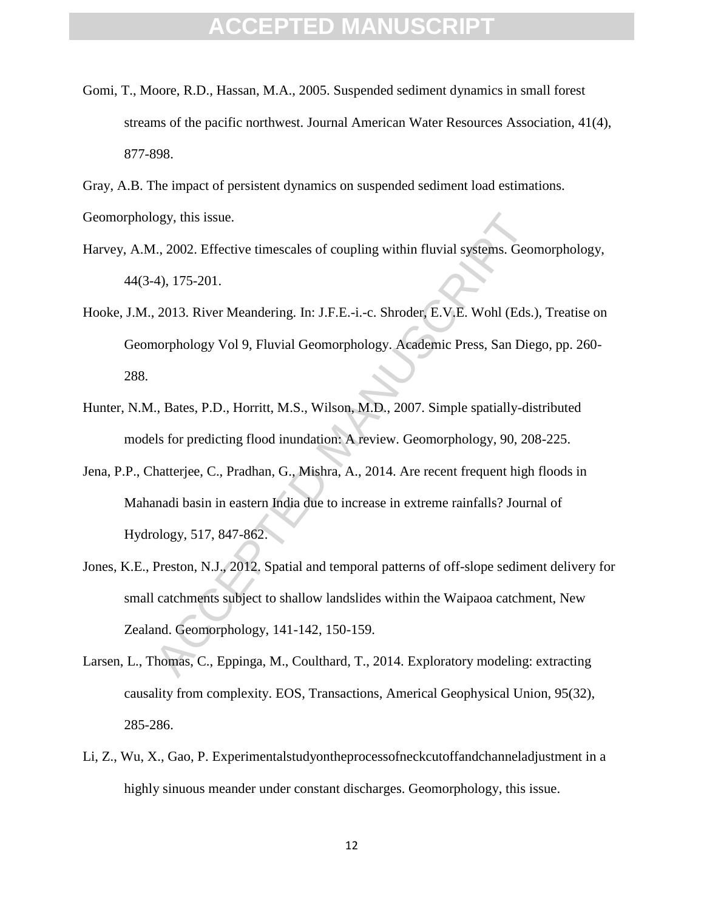Gomi, T., Moore, R.D., Hassan, M.A., 2005. Suspended sediment dynamics in small forest streams of the pacific northwest. Journal American Water Resources Association, 41(4), 877-898.

Gray, A.B. The impact of persistent dynamics on suspended sediment load estimations. Geomorphology, this issue.

Harvey, A.M., 2002. Effective timescales of coupling within fluvial systems. Geomorphology, 44(3-4), 175-201.

Hooke, J.M., 2013. River Meandering. In: J.F.E.-i.-c. Shroder, E.V.E. Wohl (Eds.), Treatise on Geomorphology Vol 9, Fluvial Geomorphology. Academic Press, San Diego, pp. 260-288.

Hunter, N.M., Bates, P.D., Horritt, M.S., Wilson, M.D., 2007. Simple spatially-distributed models for predicting flood inundation: A review. Geomorphology, 90, 208-225.

Jena, P.P., Chatterjee, C., Pradhan, G., Mishra, A., 2014. Are recent frequent high floods in Mahanadi basin in eastern India due to increase in extreme rainfalls? Journal of Hydrology, 517, 847-862.

Jones, K.E., Preston, N.J., 2012. Spatial and temporal patterns of off-slope sediment delivery for small catchments subject to shallow landslides within the Waipaoa catchment, New Zealand. Geomorphology, 141-142, 150-159.

Larsen, L., Thomas, C., Eppinga, M., Coulthard, T., 2014. Exploratory modeling: extracting causality from complexity. EOS, Transactions, Americal Geophysical Union, 95(32), 285-286.

Li, Z., Wu, X., Gao, P. Experimentalstudyontheprocessofneckcutoffandchanneladjustment in a highly sinuous meander under constant discharges. Geomorphology, this issue.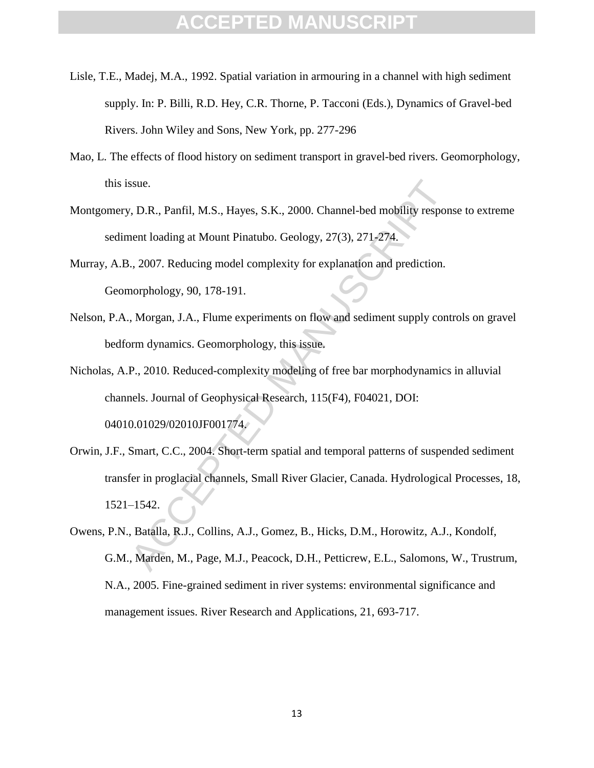Lisle, T.E., Madej, M.A., 1992. Spatial variation in armouring in a channel with high sediment supply. In: P. Billi, R.D. Hey, C.R. Thorne, P. Tacconi (Eds.), Dynamics of Gravel-bed Rivers. John Wiley and Sons, New York, pp. 277-296

Mao, L. The effects of flood history on sediment transport in gravel-bed rivers. Geomorphology, this issue.

Montgomery, D.R., Panfil, M.S., Hayes, S.K., 2000. Channel-bed mobility response to extreme sediment loading at Mount Pinatubo. Geology, 27(3), 271-274.

Murray, A.B., 2007. Reducing model complexity for explanation and prediction. Geomorphology, 90, 178-191.

Nelson, P.A., Morgan, J.A., Flume experiments on flow and sediment supply controls on gravel bedform dynamics. Geomorphology, this issue.

Nicholas, A.P., 2010. Reduced-complexity modeling of free bar morphodynamics in alluvial channels. Journal of Geophysical Research, 115(F4), F04021, DOI: 04010.01029/02010JF001774.

Orwin, J.F., Smart, C.C., 2004. Short-term spatial and temporal patterns of suspended sediment transfer in proglacial channels, Small River Glacier, Canada. Hydrological Processes, 18, 1521–1542.

Owens, P.N., Batalla, R.J., Collins, A.J., Gomez, B., Hicks, D.M., Horowitz, A.J., Kondolf, G.M., Marden, M., Page, M.J., Peacock, D.H., Petticrew, E.L., Salomons, W., Trustrum, N.A., 2005. Fine-grained sediment in river systems: environmental significance and management issues. River Research and Applications, 21, 693-717.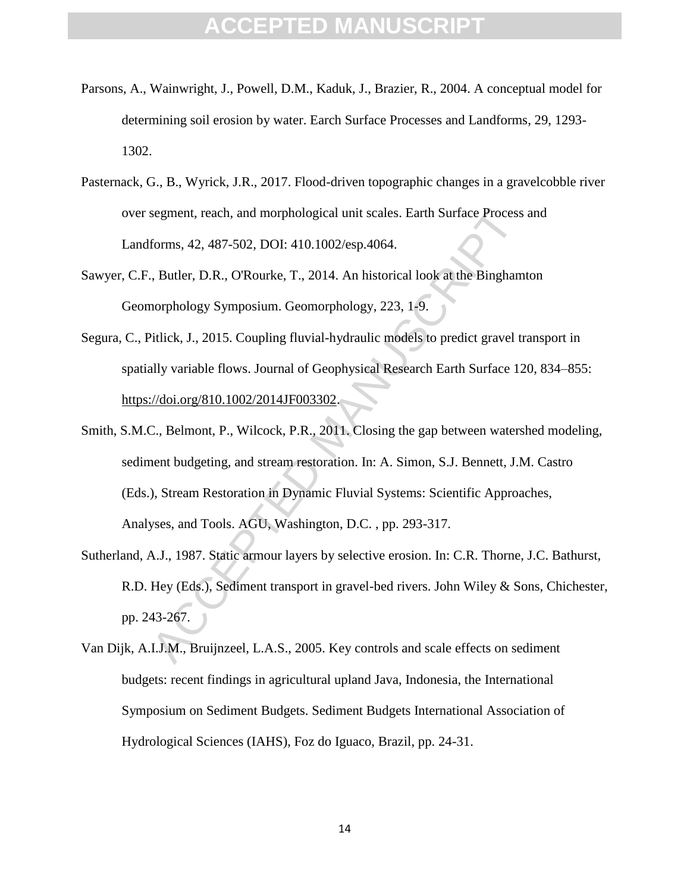Parsons, A., Wainwright, J., Powell, D.M., Kaduk, J., Brazier, R., 2004. A conceptual model for determining soil erosion by water. Earch Surface Processes and Landforms, 29, 1293-1302.

Pasternack, G., B., Wyrick, J.R., 2017. Flood-driven topographic changes in a gravelcobble river over segment, reach, and morphological unit scales. Earth Surface Process and Landforms, 42, 487-502, DOI: 410.1002/esp.4064.

Sawyer, C.F., Butler, D.R., O'Rourke, T., 2014. An historical look at the Binghamton Geomorphology Symposium. Geomorphology, 223, 1-9.

Segura, C., Pitlick, J., 2015. Coupling fluvial-hydraulic models to predict gravel transport in spatially variable flows. Journal of Geophysical Research Earth Surface 120, 834–855: https://doi.org/810.1002/2014JF003302.

Smith, S.M.C., Belmont, P., Wilcock, P.R., 2011. Closing the gap between watershed modeling, sediment budgeting, and stream restoration. In: A. Simon, S.J. Bennett, J.M. Castro (Eds.), Stream Restoration in Dynamic Fluvial Systems: Scientific Approaches, Analyses, and Tools. AGU, Washington, D.C. , pp. 293-317.

Sutherland, A.J., 1987. Static armour layers by selective erosion. In: C.R. Thorne, J.C. Bathurst, R.D. Hey (Eds.), Sediment transport in gravel-bed rivers. John Wiley & Sons, Chichester, pp. 243-267.

Van Dijk, A.I.J.M., Bruijnzeel, L.A.S., 2005. Key controls and scale effects on sediment budgets: recent findings in agricultural upland Java, Indonesia, the International Symposium on Sediment Budgets. Sediment Budgets International Association of Hydrological Sciences (IAHS), Foz do Iguaco, Brazil, pp. 24-31.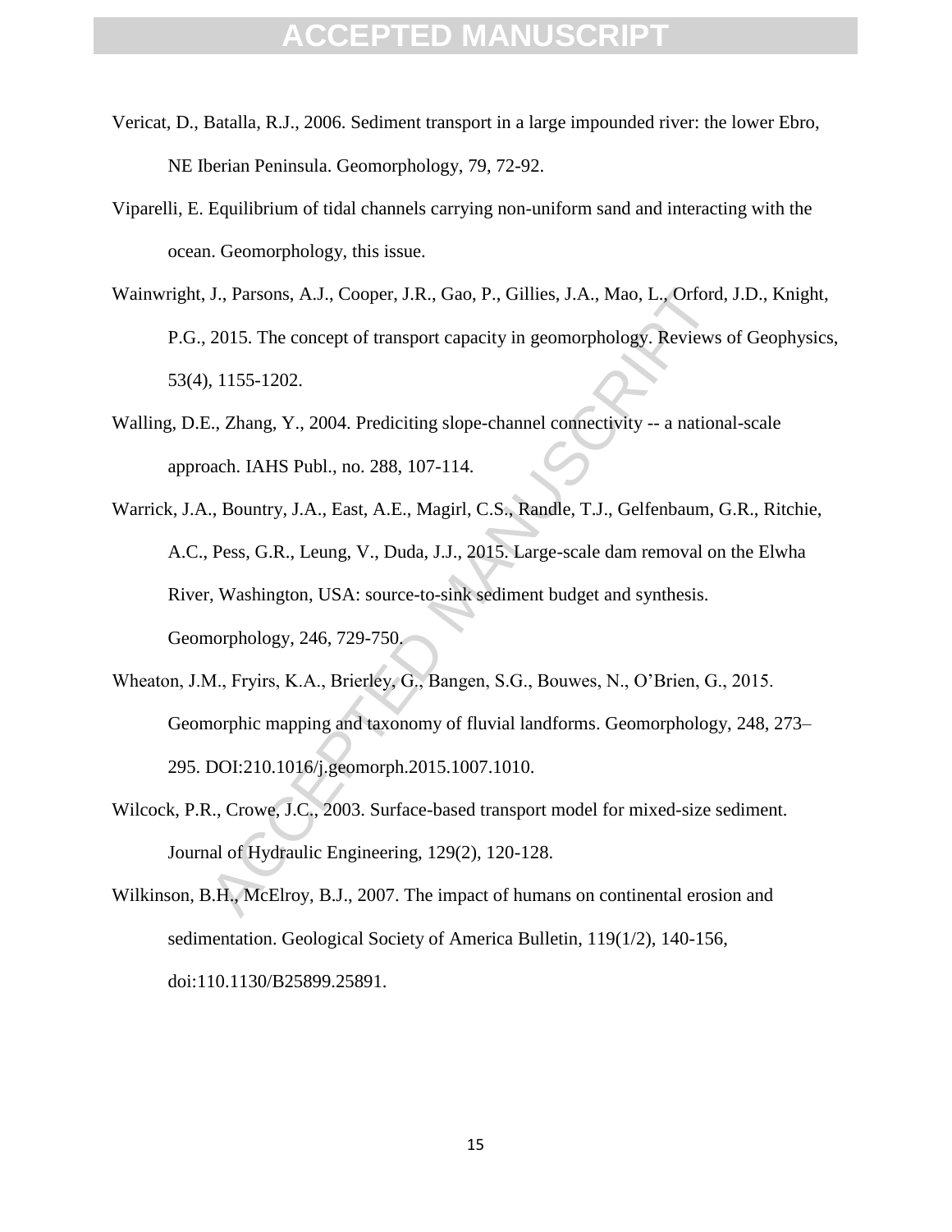Vericat, D., Batalla, R.J., 2006. Sediment transport in a large impounded river: the lower Ebro, NE Iberian Peninsula. Geomorphology, 79, 72-92.

Viparelli, E. Equilibrium of tidal channels carrying non-uniform sand and interacting with the ocean. Geomorphology, this issue.

Wainwright, J., Parsons, A.J., Cooper, J.R., Gao, P., Gillies, J.A., Mao, L., Orford, J.D., Knight, P.G., 2015. The concept of transport capacity in geomorphology. Reviews of Geophysics, 53(4), 1155-1202.

Walling, D.E., Zhang, Y., 2004. Prediciting slope-channel connectivity -- a national-scale approach. IAHS Publ., no. 288, 107-114.

Warrick, J.A., Bountry, J.A., East, A.E., Magirl, C.S., Randle, T.J., Gelfenbaum, G.R., Ritchie, A.C., Pess, G.R., Leung, V., Duda, J.J., 2015. Large-scale dam removal on the Elwha River, Washington, USA: source-to-sink sediment budget and synthesis. Geomorphology, 246, 729-750.

Wheaton, J.M., Fryirs, K.A., Brierley, G., Bangen, S.G., Bouwes, N., O'Brien, G., 2015. Geomorphic mapping and taxonomy of fluvial landforms. Geomorphology, 248, 273–295. DOI:210.1016/j.geomorph.2015.1007.1010.

Wilcock, P.R., Crowe, J.C., 2003. Surface-based transport model for mixed-size sediment. Journal of Hydraulic Engineering, 129(2), 120-128.

Wilkinson, B.H., McElroy, B.J., 2007. The impact of humans on continental erosion and sedimentation. Geological Society of America Bulletin, 119(1/2), 140-156, doi:110.1130/B25899.25891.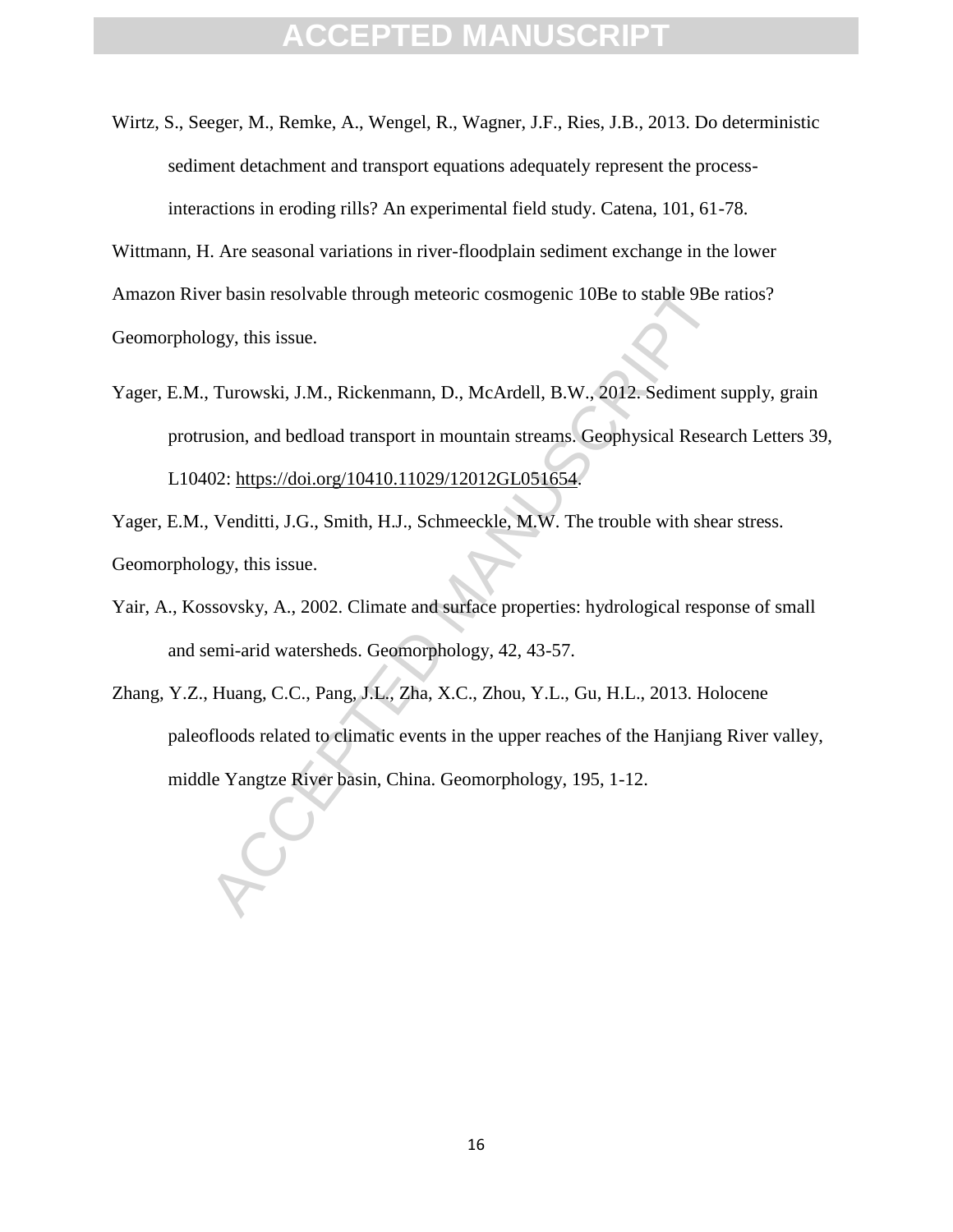Wirtz, S., Seeger, M., Remke, A., Wengel, R., Wagner, J.F., Ries, J.B., 2013. Do deterministic sediment detachment and transport equations adequately represent the process-interactions in eroding rills? An experimental field study. Catena, 101, 61-78.

Wittmann, H. Are seasonal variations in river-floodplain sediment exchange in the lower Amazon River basin resolvable through meteoric cosmogenic 10Be to stable 9Be ratios? Geomorphology, this issue.

Yager, E.M., Turowski, J.M., Rickenmann, D., McArdell, B.W., 2012. Sediment supply, grain protrusion, and bedload transport in mountain streams. Geophysical Research Letters 39, L10402: https://doi.org/10410.11029/12012GL051654.

Yager, E.M., Venditti, J.G., Smith, H.J., Schmeeckle, M.W. The trouble with shear stress. Geomorphology, this issue.

Yair, A., Kossovsky, A., 2002. Climate and surface properties: hydrological response of small and semi-arid watersheds. Geomorphology, 42, 43-57.

Zhang, Y.Z., Huang, C.C., Pang, J.L., Zha, X.C., Zhou, Y.L., Gu, H.L., 2013. Holocene paleofloods related to climatic events in the upper reaches of the Hanjiang River valley, middle Yangtze River basin, China. Geomorphology, 195, 1-12.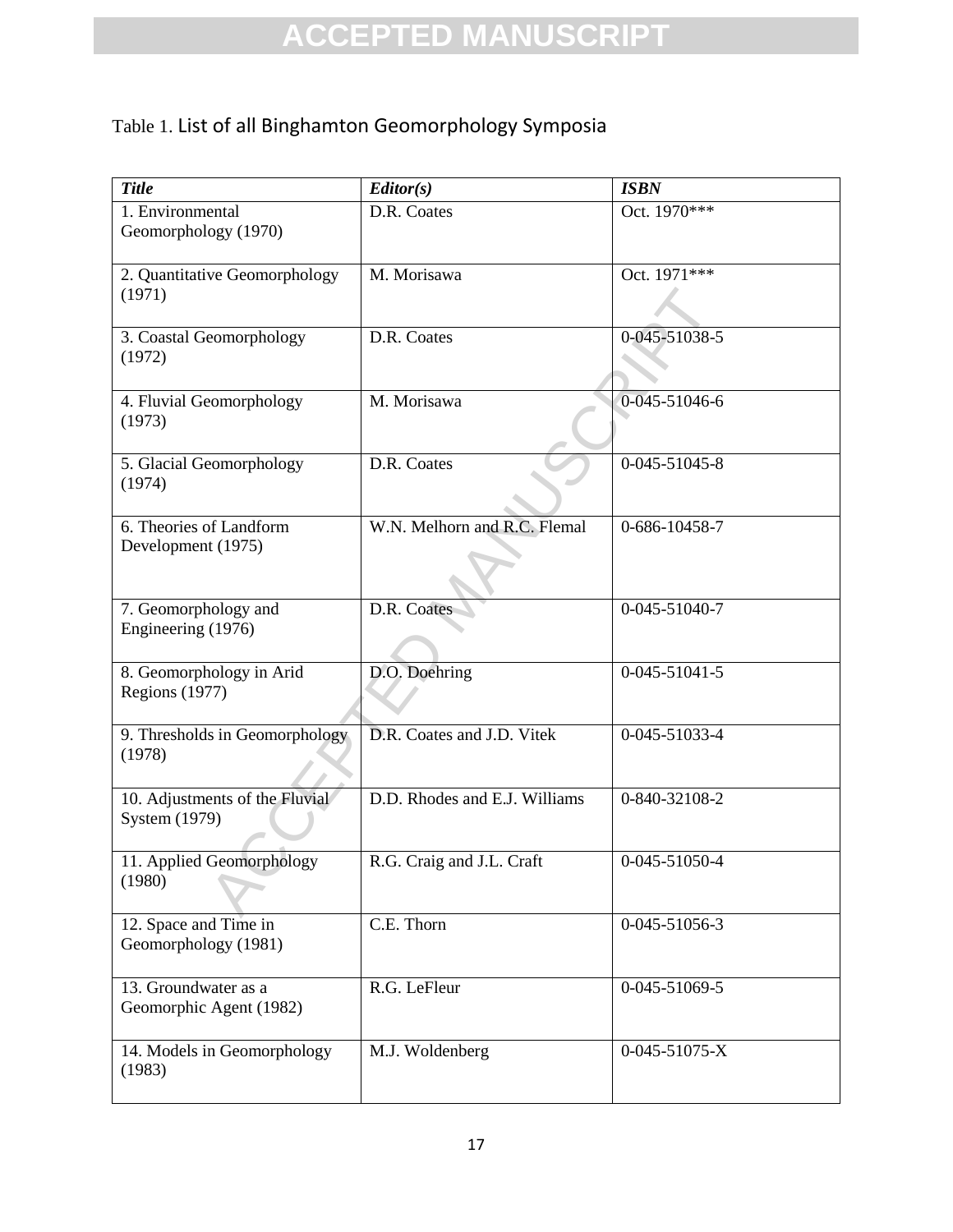Table 1. List of all Binghamton Geomorphology Symposia

| *Title* | *Editor(s)* | *ISBN* |
| --- | --- | --- |
| 1. Environmental Geomorphology (1970) | D.R. Coates | Oct. 1970*** |
| 2. Quantitative Geomorphology (1971) | M. Morisawa | Oct. 1971*** |
| 3. Coastal Geomorphology (1972) | D.R. Coates | 0-045-51038-5 |
| 4. Fluvial Geomorphology (1973) | M. Morisawa | 0-045-51046-6 |
| 5. Glacial Geomorphology (1974) | D.R. Coates | 0-045-51045-8 |
| 6. Theories of Landform Development (1975) | W.N. Melhorn and R.C. Flemal | 0-686-10458-7 |
| 7. Geomorphology and Engineering (1976) | D.R. Coates | 0-045-51040-7 |
| 8. Geomorphology in Arid Regions (1977) | D.O. Doehring | 0-045-51041-5 |
| 9. Thresholds in Geomorphology (1978) | D.R. Coates and J.D. Vitek | 0-045-51033-4 |
| 10. Adjustments of the Fluvial System (1979) | D.D. Rhodes and E.J. Williams | 0-840-32108-2 |
| 11. Applied Geomorphology (1980) | R.G. Craig and J.L. Craft | 0-045-51050-4 |
| 12. Space and Time in Geomorphology (1981) | C.E. Thorn | 0-045-51056-3 |
| 13. Groundwater as a Geomorphic Agent (1982) | R.G. LeFleur | 0-045-51069-5 |
| 14. Models in Geomorphology (1983) | M.J. Woldenberg | 0-045-51075-X |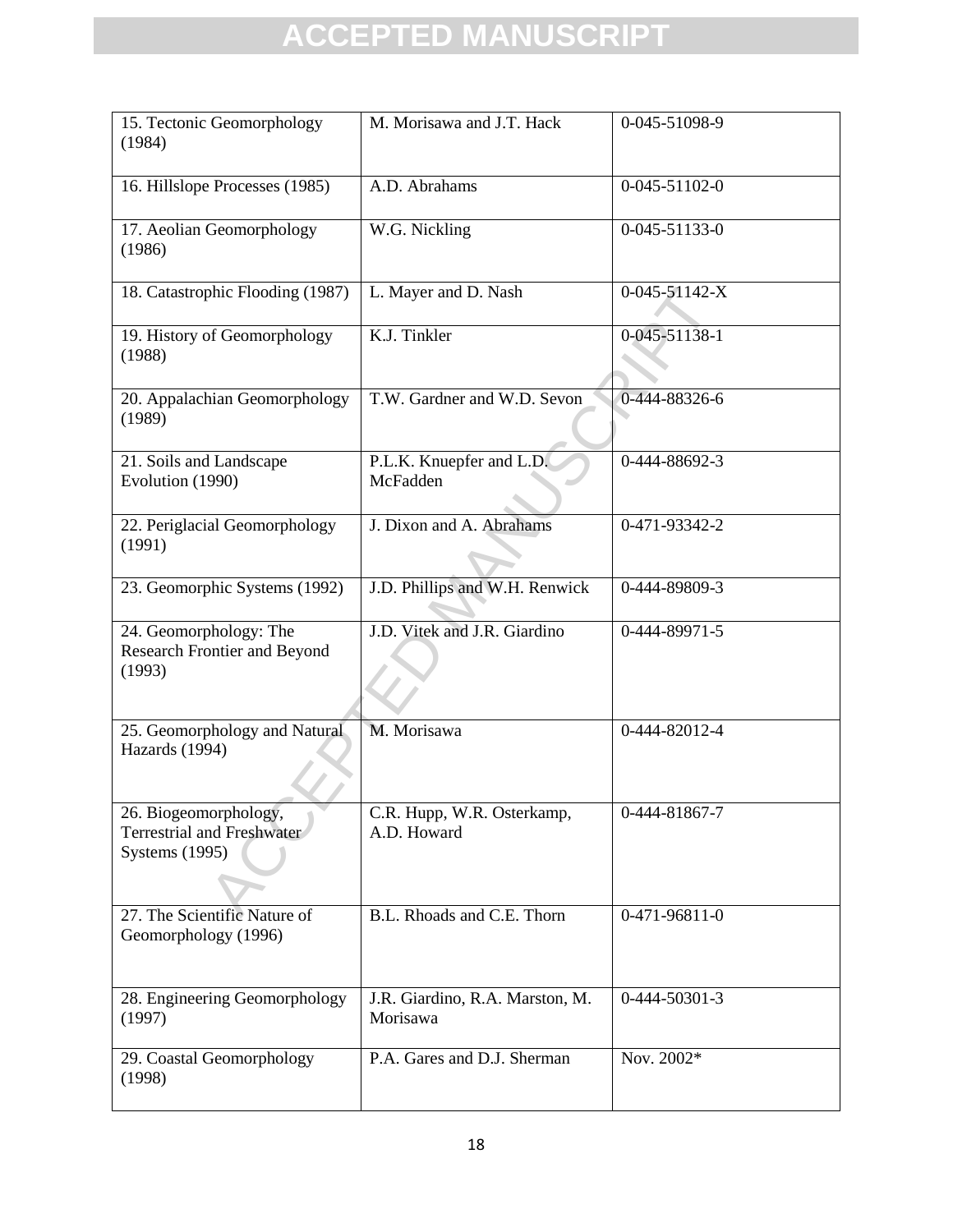| 15. Tectonic Geomorphology (1984) | M. Morisawa and J.T. Hack | 0-045-51098-9 |
|---|---|---|
| 16. Hillslope Processes (1985) | A.D. Abrahams | 0-045-51102-0 |
| 17. Aeolian Geomorphology (1986) | W.G. Nickling | 0-045-51133-0 |
| 18. Catastrophic Flooding (1987) | L. Mayer and D. Nash | 0-045-51142-X |
| 19. History of Geomorphology (1988) | K.J. Tinkler | 0-045-51138-1 |
| 20. Appalachian Geomorphology (1989) | T.W. Gardner and W.D. Sevon | 0-444-88326-6 |
| 21. Soils and Landscape Evolution (1990) | P.L.K. Knuepfer and L.D. McFadden | 0-444-88692-3 |
| 22. Periglacial Geomorphology (1991) | J. Dixon and A. Abrahams | 0-471-93342-2 |
| 23. Geomorphic Systems (1992) | J.D. Phillips and W.H. Renwick | 0-444-89809-3 |
| 24. Geomorphology: The Research Frontier and Beyond (1993) | J.D. Vitek and J.R. Giardino | 0-444-89971-5 |
| 25. Geomorphology and Natural Hazards (1994) | M. Morisawa | 0-444-82012-4 |
| 26. Biogeomorphology, Terrestrial and Freshwater Systems (1995) | C.R. Hupp, W.R. Osterkamp, A.D. Howard | 0-444-81867-7 |
| 27. The Scientific Nature of Geomorphology (1996) | B.L. Rhoads and C.E. Thorn | 0-471-96811-0 |
| 28. Engineering Geomorphology (1997) | J.R. Giardino, R.A. Marston, M. Morisawa | 0-444-50301-3 |
| 29. Coastal Geomorphology (1998) | P.A. Gares and D.J. Sherman | Nov. 2002* |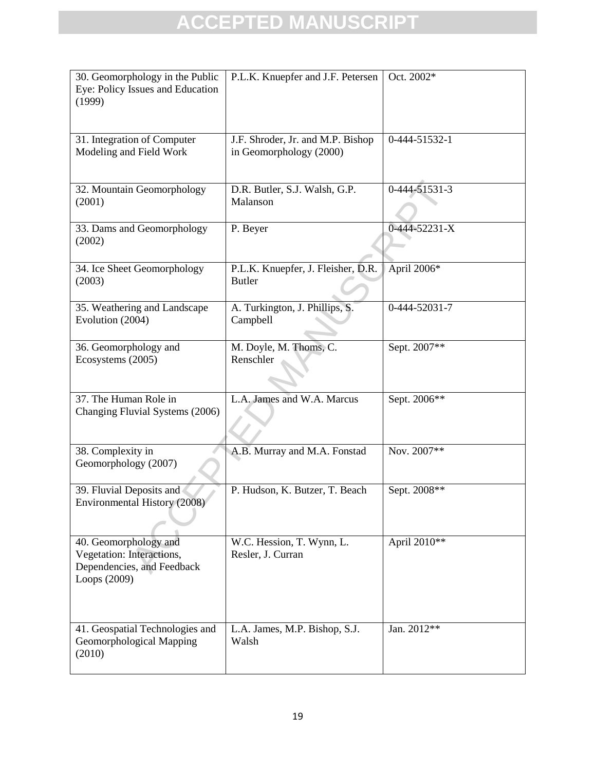| 30. Geomorphology in the Public Eye: Policy Issues and Education (1999) | P.L.K. Knuepfer and J.F. Petersen | Oct. 2002* |
|---|---|---|
| 31. Integration of Computer Modeling and Field Work | J.F. Shroder, Jr. and M.P. Bishop in Geomorphology (2000) | 0-444-51532-1 |
| 32. Mountain Geomorphology (2001) | D.R. Butler, S.J. Walsh, G.P. Malanson | 0-444-51531-3 |
| 33. Dams and Geomorphology (2002) | P. Beyer | 0-444-52231-X |
| 34. Ice Sheet Geomorphology (2003) | P.L.K. Knuepfer, J. Fleisher, D.R. Butler | April 2006* |
| 35. Weathering and Landscape Evolution (2004) | A. Turkington, J. Phillips, S. Campbell | 0-444-52031-7 |
| 36. Geomorphology and Ecosystems (2005) | M. Doyle, M. Thoms, C. Renschler | Sept. 2007** |
| 37. The Human Role in Changing Fluvial Systems (2006) | L.A. James and W.A. Marcus | Sept. 2006** |
| 38. Complexity in Geomorphology (2007) | A.B. Murray and M.A. Fonstad | Nov. 2007** |
| 39. Fluvial Deposits and Environmental History (2008) | P. Hudson, K. Butzer, T. Beach | Sept. 2008** |
| 40. Geomorphology and Vegetation: Interactions, Dependencies, and Feedback Loops (2009) | W.C. Hession, T. Wynn, L. Resler, J. Curran | April 2010** |
| 41. Geospatial Technologies and Geomorphological Mapping (2010) | L.A. James, M.P. Bishop, S.J. Walsh | Jan. 2012** |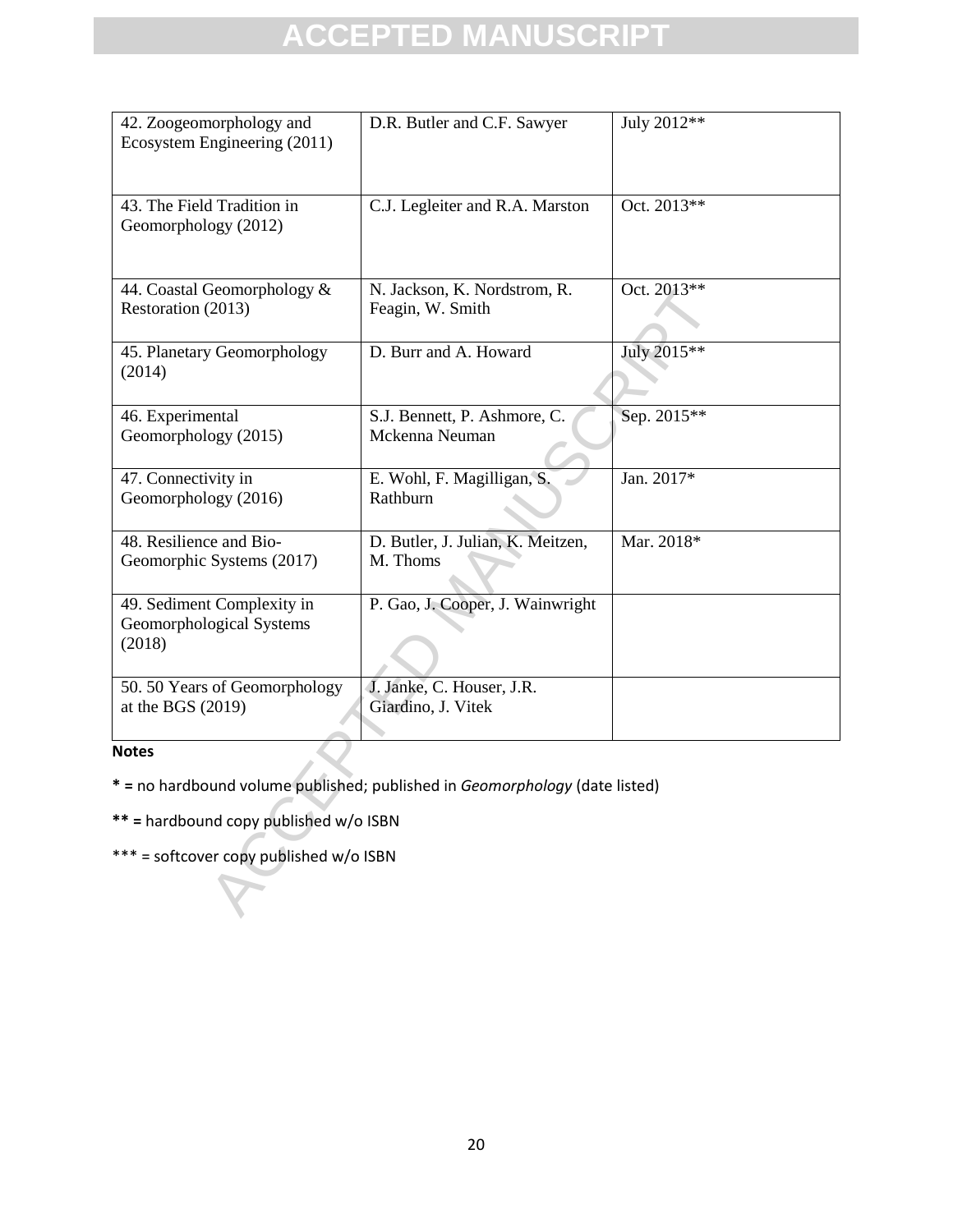| | | |
|---|---|---|
| 42. Zoogeomorphology and Ecosystem Engineering (2011) | D.R. Butler and C.F. Sawyer | July 2012** |
| 43. The Field Tradition in Geomorphology (2012) | C.J. Legleiter and R.A. Marston | Oct. 2013** |
| 44. Coastal Geomorphology & Restoration (2013) | N. Jackson, K. Nordstrom, R. Feagin, W. Smith | Oct. 2013** |
| 45. Planetary Geomorphology (2014) | D. Burr and A. Howard | July 2015** |
| 46. Experimental Geomorphology (2015) | S.J. Bennett, P. Ashmore, C. Mckenna Neuman | Sep. 2015** |
| 47. Connectivity in Geomorphology (2016) | E. Wohl, F. Magilligan, S. Rathburn | Jan. 2017* |
| 48. Resilience and Bio-Geomorphic Systems (2017) | D. Butler, J. Julian, K. Meitzen, M. Thoms | Mar. 2018* |
| 49. Sediment Complexity in Geomorphological Systems (2018) | P. Gao, J. Cooper, J. Wainwright | |
| 50. 50 Years of Geomorphology at the BGS (2019) | J. Janke, C. Houser, J.R. Giardino, J. Vitek | |

**Notes**

**\*** = no hardbound volume published; published in *Geomorphology* (date listed)

**\*\*** = hardbound copy published w/o ISBN

\*\*\* = softcover copy published w/o ISBN